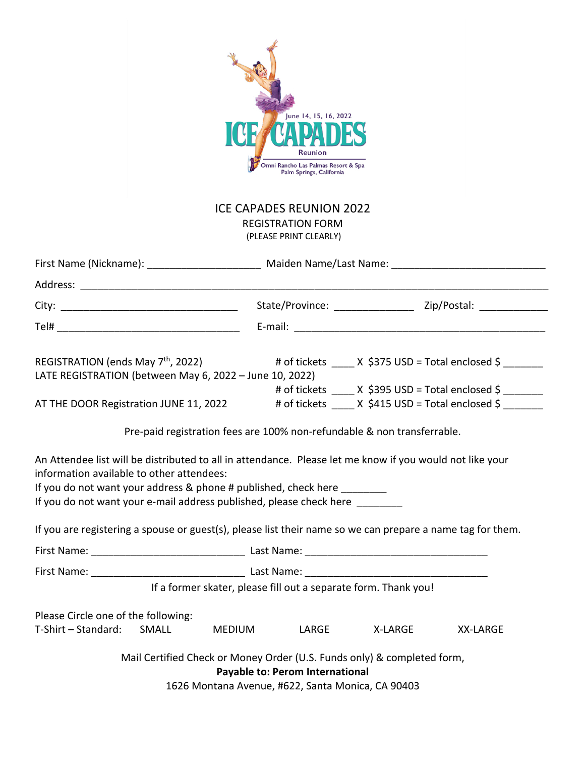June 14, 15, 16, 2022

ICE CAPADES

Reunion

Omni Rancho Las Palmas Resort & Spa
Palm Springs, California

# ICE CAPADES REUNION 2022

## REGISTRATION FORM

(PLEASE PRINT CLEARLY)

First Name (Nickname): ____________________ Maiden Name/Last Name: ___________________________

Address: ___________________________________________________________________________

City: ________________________________ State/Province: ______________ Zip/Postal: ____________

Tel# _________________________________ E-mail: ____________________________________________

REGISTRATION (ends May 7th, 2022) # of tickets ____ X $375 USD = Total enclosed $ _______

LATE REGISTRATION (between May 6, 2022 – June 10, 2022) # of tickets ____ X $395 USD = Total enclosed $ _______

AT THE DOOR Registration JUNE 11, 2022 # of tickets ____ X $415 USD = Total enclosed $ _______

Pre-paid registration fees are 100% non-refundable & non transferrable.

An Attendee list will be distributed to all in attendance. Please let me know if you would not like your information available to other attendees:

If you do not want your address & phone # published, check here ________

If you do not want your e-mail address published, please check here ________

If you are registering a spouse or guest(s), please list their name so we can prepare a name tag for them.

First Name: ___________________________ Last Name: ________________________________

First Name: ___________________________ Last Name: ________________________________

If a former skater, please fill out a separate form. Thank you!

Please Circle one of the following:

T-Shirt – Standard: SMALL MEDIUM LARGE X-LARGE XX-LARGE

Mail Certified Check or Money Order (U.S. Funds only) & completed form,

**Payable to: Perom International**

1626 Montana Avenue, #622, Santa Monica, CA 90403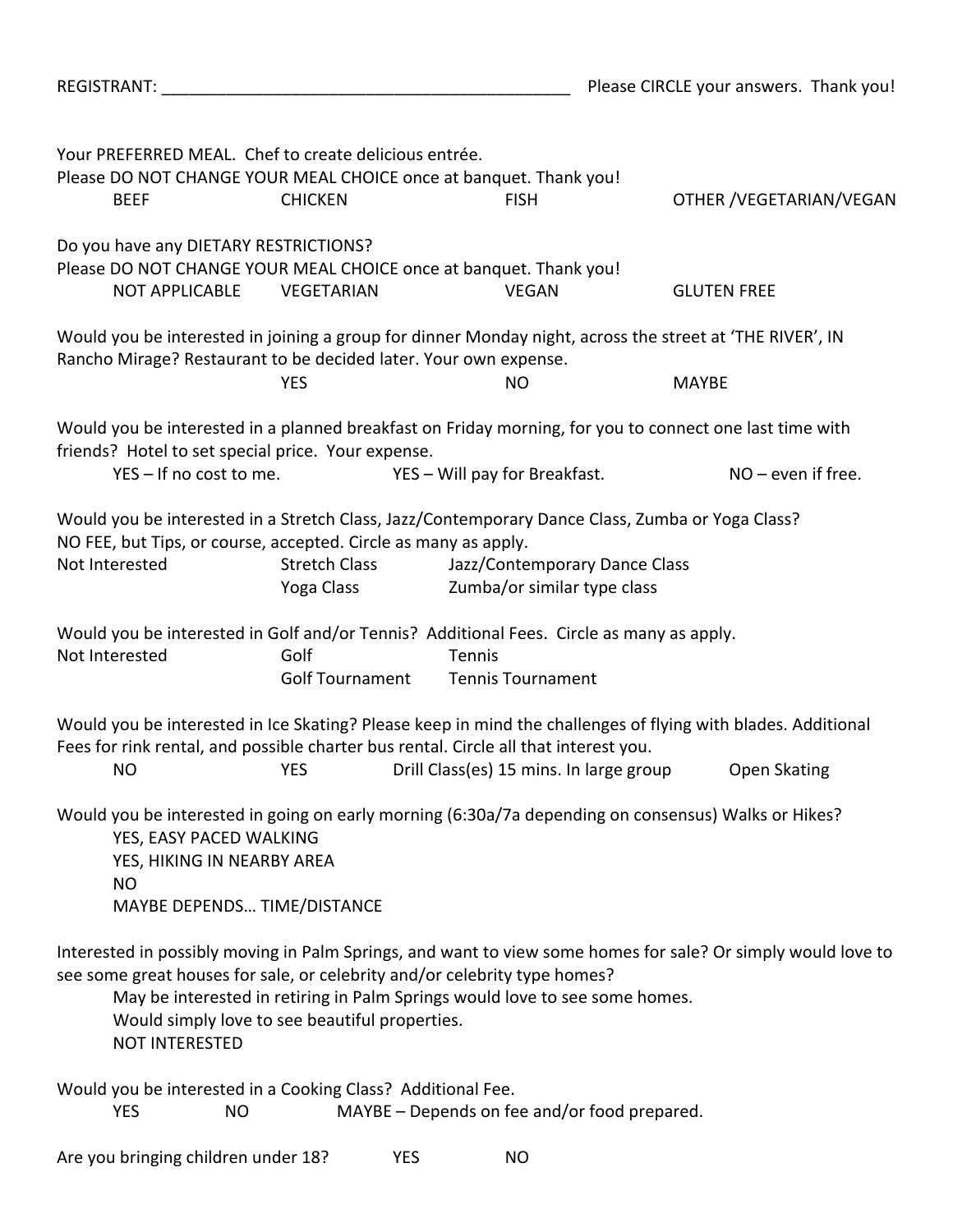REGISTRANT: _____________________________________________ Please CIRCLE your answers. Thank you!

Your PREFERRED MEAL. Chef to create delicious entrée.
Please DO NOT CHANGE YOUR MEAL CHOICE once at banquet. Thank you!

BEEF CHICKEN FISH OTHER /VEGETARIAN/VEGAN

Do you have any DIETARY RESTRICTIONS?
Please DO NOT CHANGE YOUR MEAL CHOICE once at banquet. Thank you!

NOT APPLICABLE VEGETARIAN VEGAN GLUTEN FREE

Would you be interested in joining a group for dinner Monday night, across the street at 'THE RIVER', IN Rancho Mirage? Restaurant to be decided later. Your own expense.

YES NO MAYBE

Would you be interested in a planned breakfast on Friday morning, for you to connect one last time with friends? Hotel to set special price. Your expense.

YES – If no cost to me. YES – Will pay for Breakfast. NO – even if free.

Would you be interested in a Stretch Class, Jazz/Contemporary Dance Class, Zumba or Yoga Class?
NO FEE, but Tips, or course, accepted. Circle as many as apply.

Not Interested Stretch Class Jazz/Contemporary Dance Class
Yoga Class Zumba/or similar type class

Would you be interested in Golf and/or Tennis? Additional Fees. Circle as many as apply.

Not Interested Golf Tennis
Golf Tournament Tennis Tournament

Would you be interested in Ice Skating? Please keep in mind the challenges of flying with blades. Additional Fees for rink rental, and possible charter bus rental. Circle all that interest you.

NO YES Drill Class(es) 15 mins. In large group Open Skating

Would you be interested in going on early morning (6:30a/7a depending on consensus) Walks or Hikes?

YES, EASY PACED WALKING
YES, HIKING IN NEARBY AREA
NO
MAYBE DEPENDS… TIME/DISTANCE

Interested in possibly moving in Palm Springs, and want to view some homes for sale? Or simply would love to see some great houses for sale, or celebrity and/or celebrity type homes?

May be interested in retiring in Palm Springs would love to see some homes.
Would simply love to see beautiful properties.
NOT INTERESTED

Would you be interested in a Cooking Class? Additional Fee.

YES NO MAYBE – Depends on fee and/or food prepared.

Are you bringing children under 18? YES NO